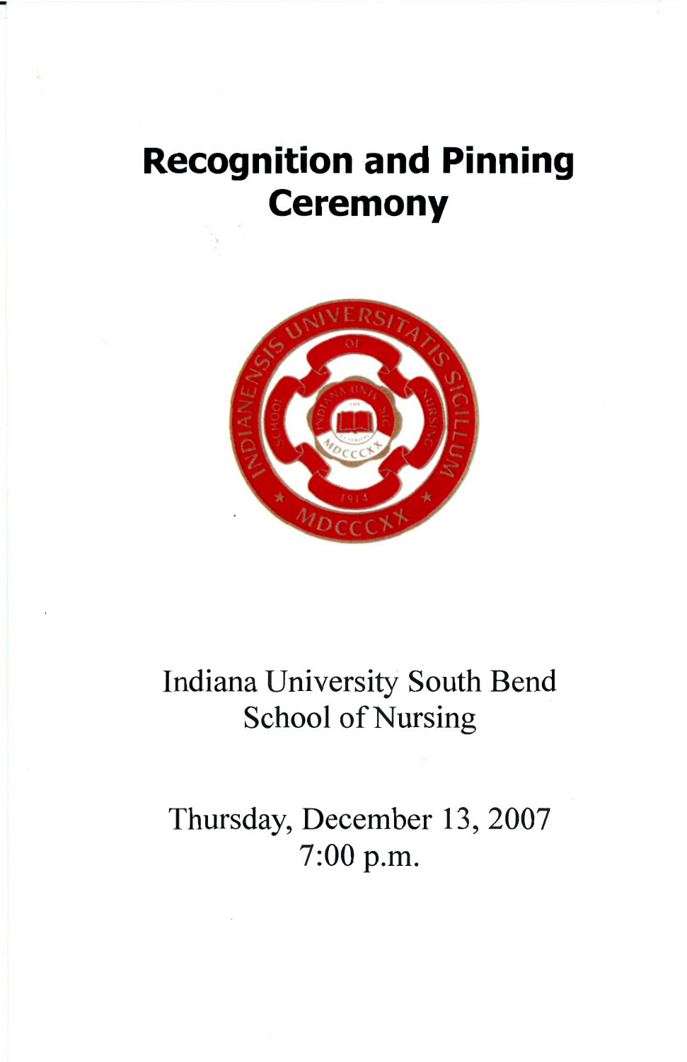# Recognition and Pinning Ceremony

Indiana University South Bend
School of Nursing

Thursday, December 13, 2007
7:00 p.m.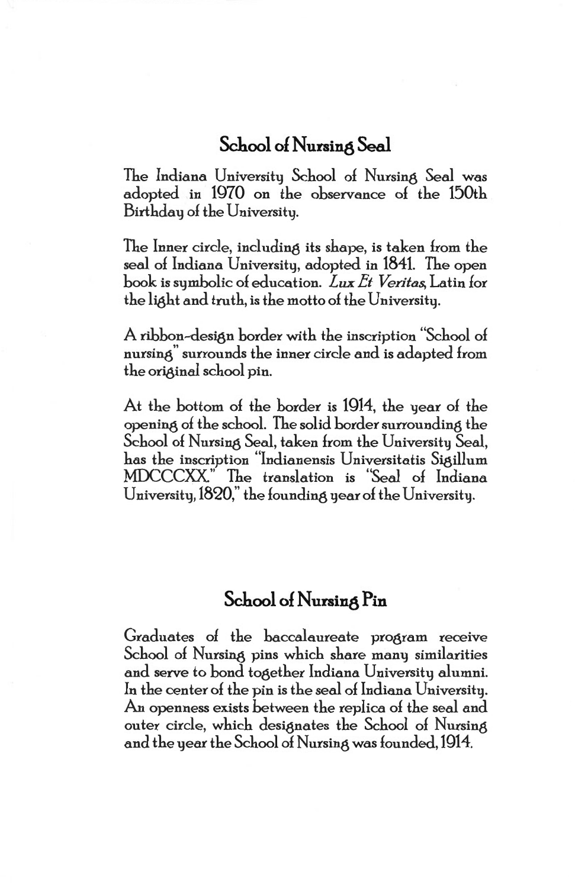## School of Nursing Seal

The Indiana University School of Nursing Seal was adopted in 1970 on the observance of the 150th Birthday of the University.

The Inner circle, including its shape, is taken from the seal of Indiana University, adopted in 1841. The open book is symbolic of education. *Lux Et Veritas*, Latin for the light and truth, is the motto of the University.

A ribbon-design border with the inscription "School of nursing" surrounds the inner circle and is adapted from the original school pin.

At the bottom of the border is 1914, the year of the opening of the school. The solid border surrounding the School of Nursing Seal, taken from the University Seal, has the inscription "Indianensis Universitatis Sigillum MDCCCXX." The translation is "Seal of Indiana University, 1820," the founding year of the University.

## School of Nursing Pin

Graduates of the baccalaureate program receive School of Nursing pins which share many similarities and serve to bond together Indiana University alumni. In the center of the pin is the seal of Indiana University. An openness exists between the replica of the seal and outer circle, which designates the School of Nursing and the year the School of Nursing was founded, 1914.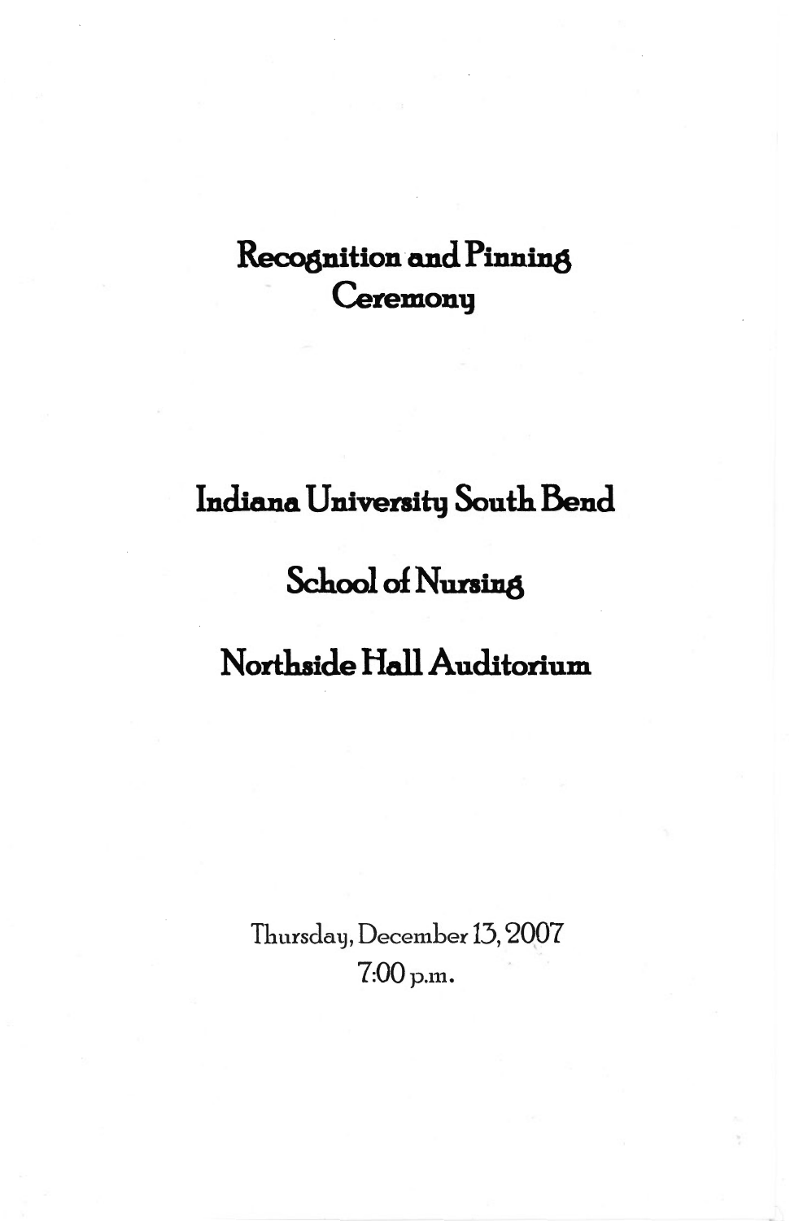# Recognition and Pinning Ceremony

## Indiana University South Bend

## School of Nursing

## Northside Hall Auditorium

Thursday, December 13, 2007
7:00 p.m.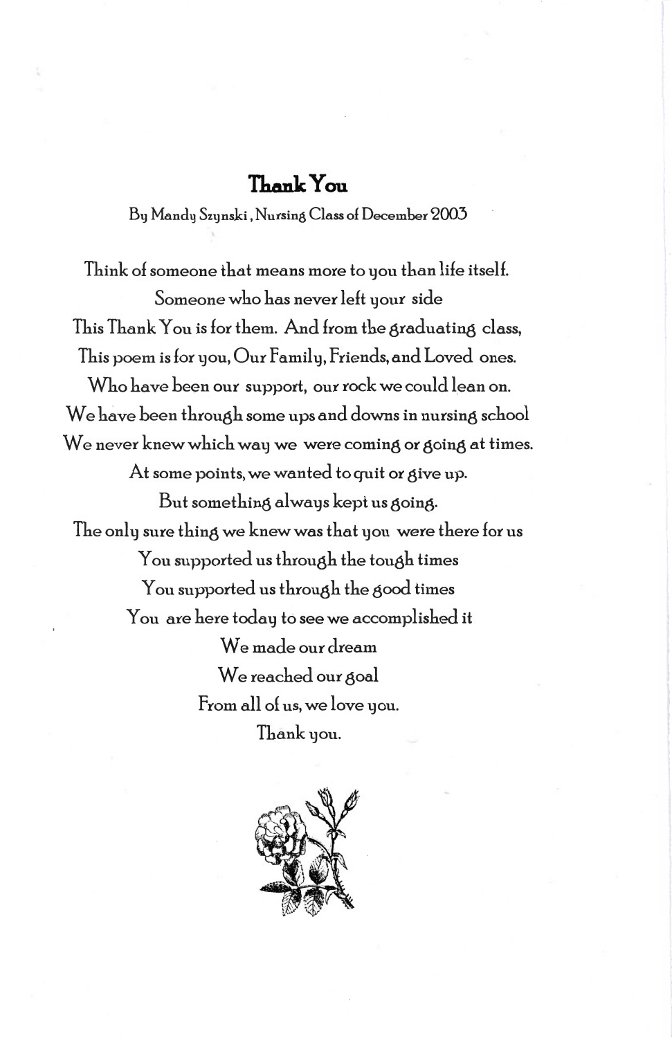# Thank You

By Mandy Szynski, Nursing Class of December 2003

Think of someone that means more to you than life itself.
Someone who has never left your side
This Thank You is for them. And from the graduating class,
This poem is for you, Our Family, Friends, and Loved ones.
Who have been our support, our rock we could lean on.
We have been through some ups and downs in nursing school
We never knew which way we were coming or going at times.
At some points, we wanted to quit or give up.
But something always kept us going.
The only sure thing we knew was that you were there for us
You supported us through the tough times
You supported us through the good times
You are here today to see we accomplished it
We made our dream
We reached our goal
From all of us, we love you.
Thank you.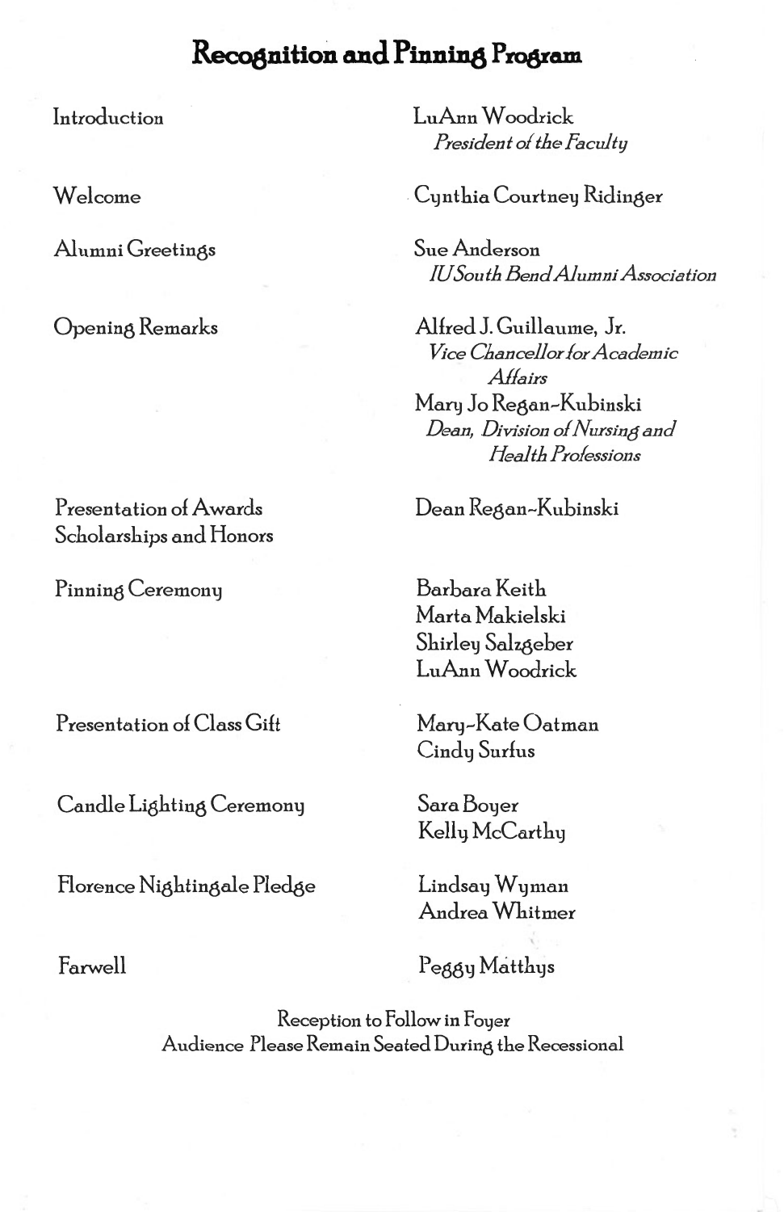# Recognition and Pinning Program

| | |
|---|---|
| Introduction | LuAnn Woodrick<br>*President of the Faculty* |
| Welcome | Cynthia Courtney Ridinger |
| Alumni Greetings | Sue Anderson<br>*IU South Bend Alumni Association* |
| Opening Remarks | Alfred J. Guillaume, Jr.<br>*Vice Chancellor for Academic Affairs*<br>Mary Jo Regan-Kubinski<br>*Dean, Division of Nursing and Health Professions* |
| Presentation of Awards Scholarships and Honors | Dean Regan-Kubinski |
| Pinning Ceremony | Barbara Keith<br>Marta Makielski<br>Shirley Salzgeber<br>LuAnn Woodrick |
| Presentation of Class Gift | Mary-Kate Oatman<br>Cindy Surfus |
| Candle Lighting Ceremony | Sara Boyer<br>Kelly McCarthy |
| Florence Nightingale Pledge | Lindsay Wyman<br>Andrea Whitmer |
| Farwell | Peggy Matthys |

Reception to Follow in Foyer
Audience Please Remain Seated During the Recessional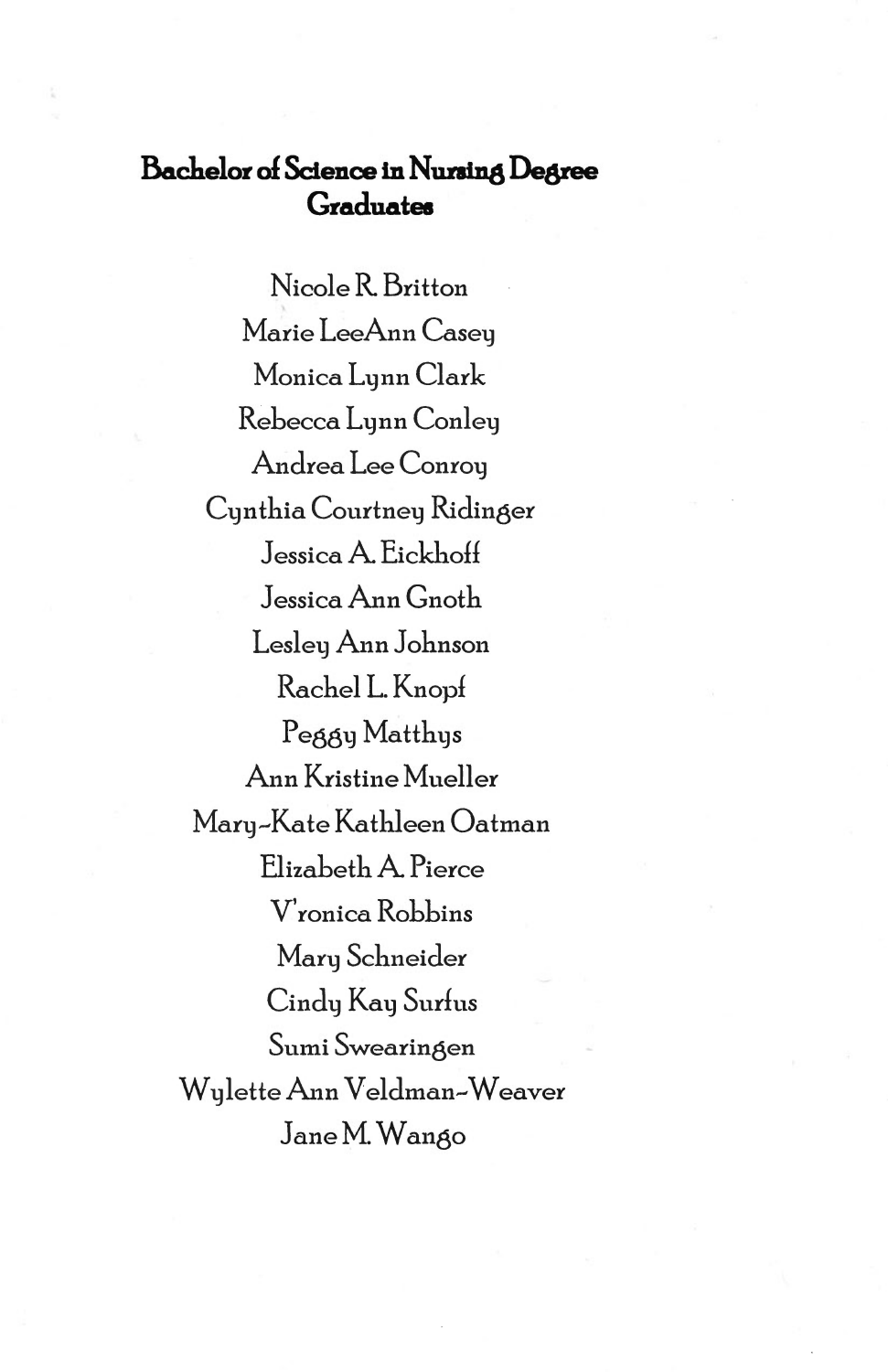## Bachelor of Science in Nursing Degree Graduates

Nicole R. Britton

Marie LeeAnn Casey

Monica Lynn Clark

Rebecca Lynn Conley

Andrea Lee Conroy

Cynthia Courtney Ridinger

Jessica A. Eickhoff

Jessica Ann Gnoth

Lesley Ann Johnson

Rachel L. Knopf

Peggy Matthys

Ann Kristine Mueller

Mary-Kate Kathleen Oatman

Elizabeth A. Pierce

V'ronica Robbins

Mary Schneider

Cindy Kay Surfus

Sumi Swearingen

Wylette Ann Veldman-Weaver

Jane M. Wango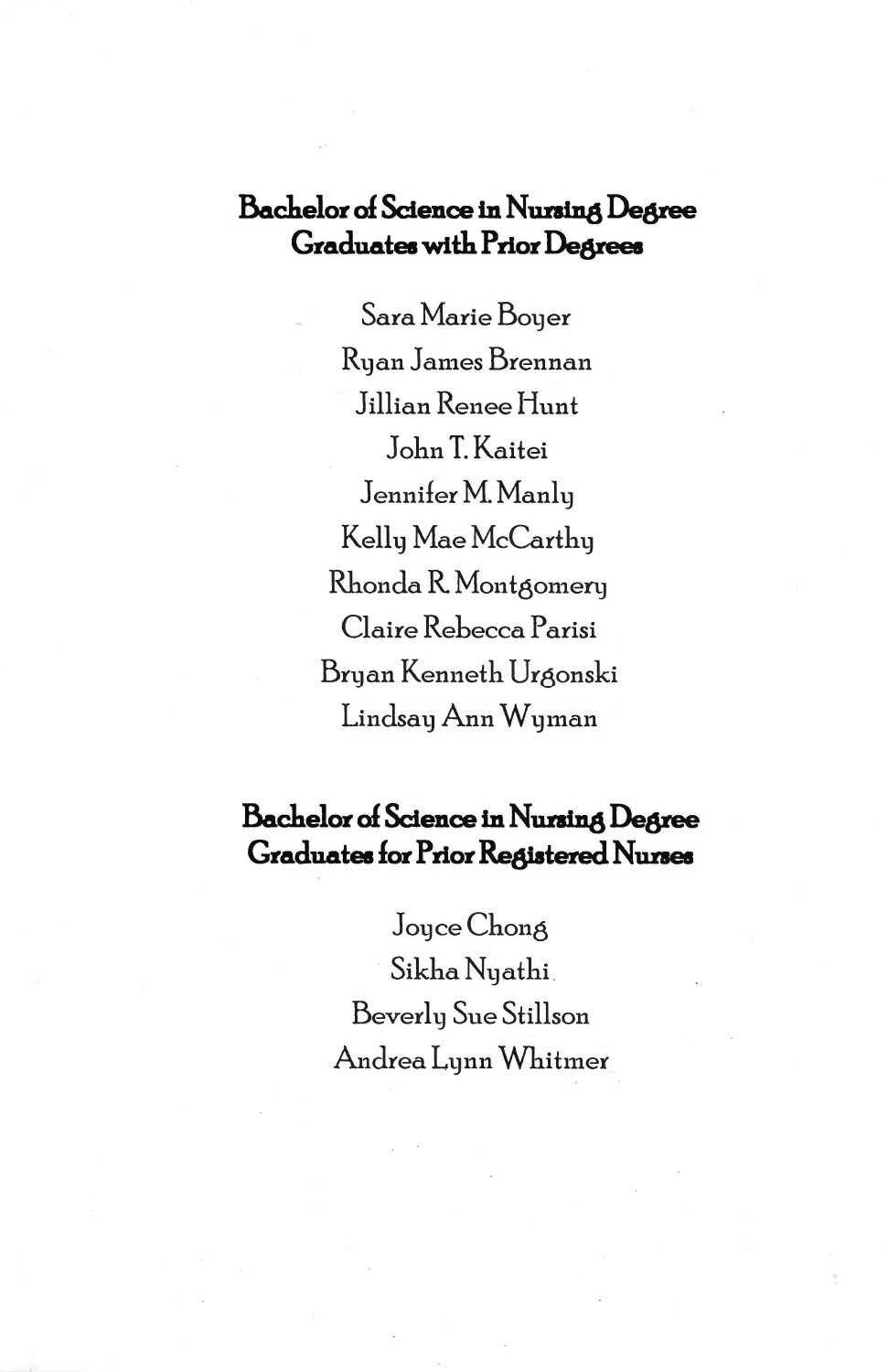## Bachelor of Science in Nursing Degree Graduates with Prior Degrees

Sara Marie Boyer

Ryan James Brennan

Jillian Renee Hunt

John T. Kaitei

Jennifer M. Manly

Kelly Mae McCarthy

Rhonda R. Montgomery

Claire Rebecca Parisi

Bryan Kenneth Urgonski

Lindsay Ann Wyman

## Bachelor of Science in Nursing Degree Graduates for Prior Registered Nurses

Joyce Chong

Sikha Nyathi

Beverly Sue Stillson

Andrea Lynn Whitmer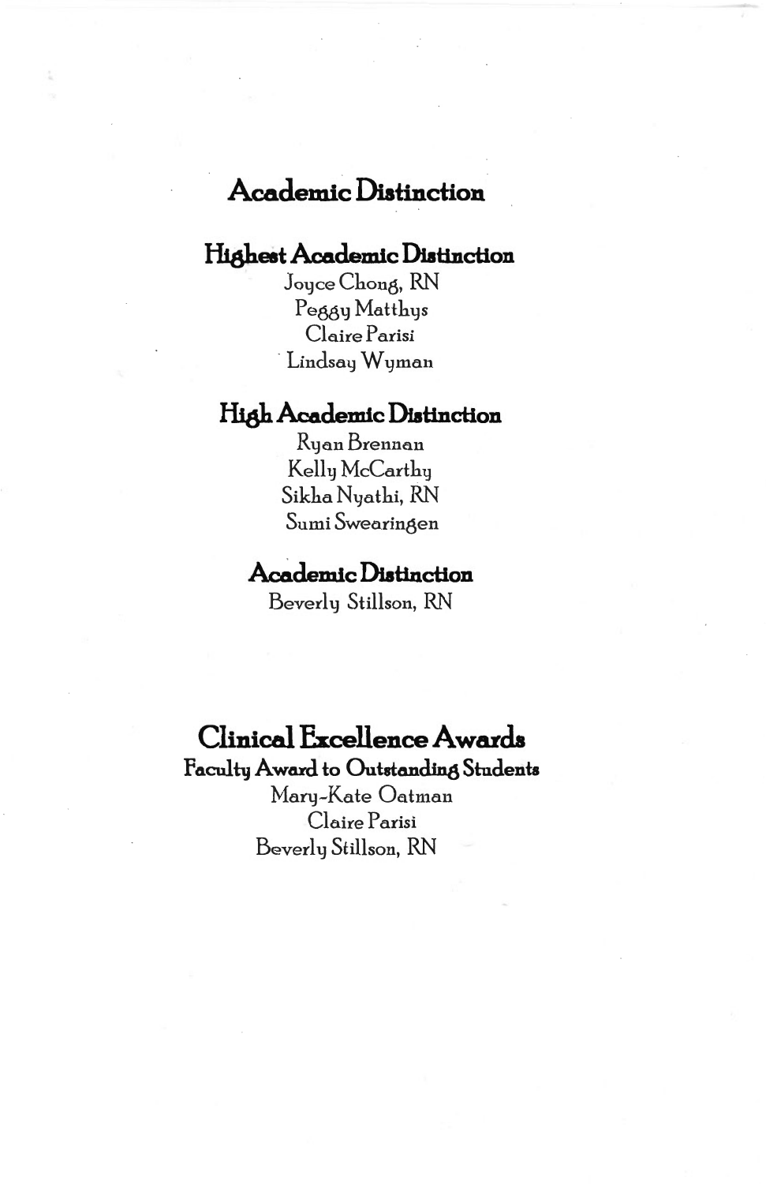# Academic Distinction

## Highest Academic Distinction

Joyce Chong, RN
Peggy Matthys
Claire Parisi
Lindsay Wyman

## High Academic Distinction

Ryan Brennan
Kelly McCarthy
Sikha Nyathi, RN
Sumi Swearingen

## Academic Distinction

Beverly Stillson, RN

# Clinical Excellence Awards

## Faculty Award to Outstanding Students

Mary-Kate Oatman
Claire Parisi
Beverly Stillson, RN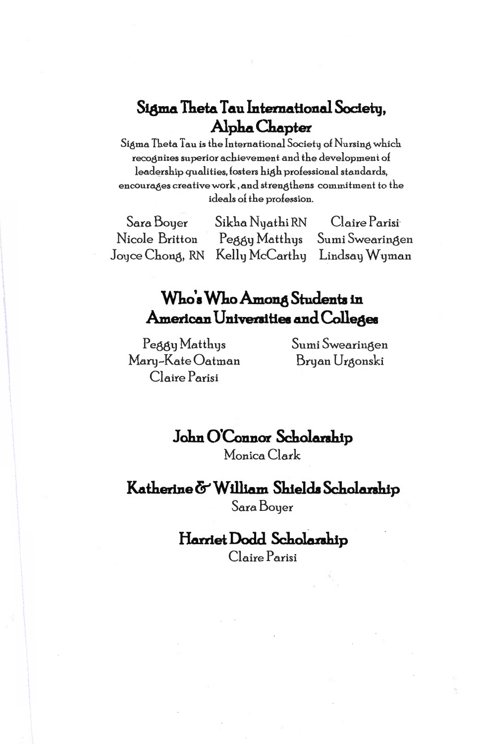## Sigma Theta Tau International Society, Alpha Chapter

Sigma Theta Tau is the International Society of Nursing which recognizes superior achievement and the development of leadership qualities, fosters high professional standards, encourages creative work, and strengthens commitment to the ideals of the profession.

Sara Boyer
Nicole Britton
Joyce Chong, RN
Sikha Nyathi RN
Peggy Matthys
Kelly McCarthy
Claire Parisi
Sumi Swearingen
Lindsay Wyman

## Who's Who Among Students in American Universities and Colleges

Peggy Matthys
Mary-Kate Oatman
Claire Parisi
Sumi Swearingen
Bryan Urgonski

## John O'Connor Scholarship

Monica Clark

## Katherine & William Shields Scholarship

Sara Boyer

## Harriet Dodd Scholarship

Claire Parisi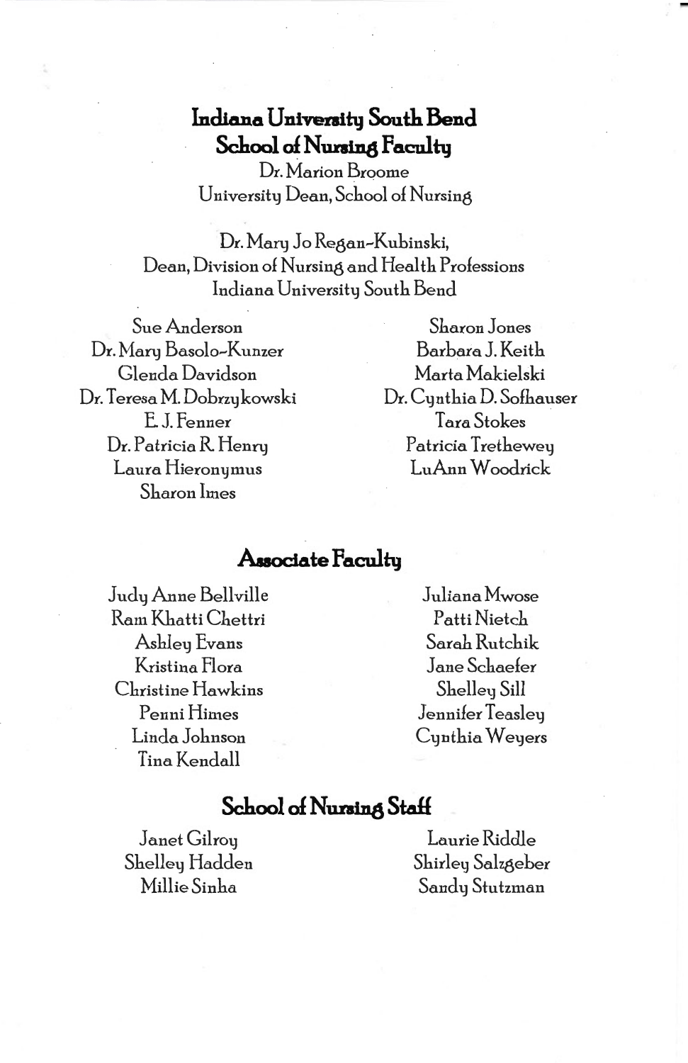## Indiana University South Bend School of Nursing Faculty

Dr. Marion Broome
University Dean, School of Nursing

Dr. Mary Jo Regan-Kubinski,
Dean, Division of Nursing and Health Professions
Indiana University South Bend

Sue Anderson
Dr. Mary Basolo-Kunzer
Glenda Davidson
Dr. Teresa M. Dobrzykowski
E. J. Fenner
Dr. Patricia R. Henry
Laura Hieronymus
Sharon Imes
Sharon Jones
Barbara J. Keith
Marta Makielski
Dr. Cynthia D. Sofhauser
Tara Stokes
Patricia Trethewey
LuAnn Woodrick

## Associate Faculty

Judy Anne Bellville
Ram Khatti Chettri
Ashley Evans
Kristina Flora
Christine Hawkins
Penni Himes
Linda Johnson
Tina Kendall
Juliana Mwose
Patti Nietch
Sarah Rutchik
Jane Schaefer
Shelley Sill
Jennifer Teasley
Cynthia Weyers

## School of Nursing Staff

Janet Gilroy
Shelley Hadden
Millie Sinha
Laurie Riddle
Shirley Salzgeber
Sandy Stutzman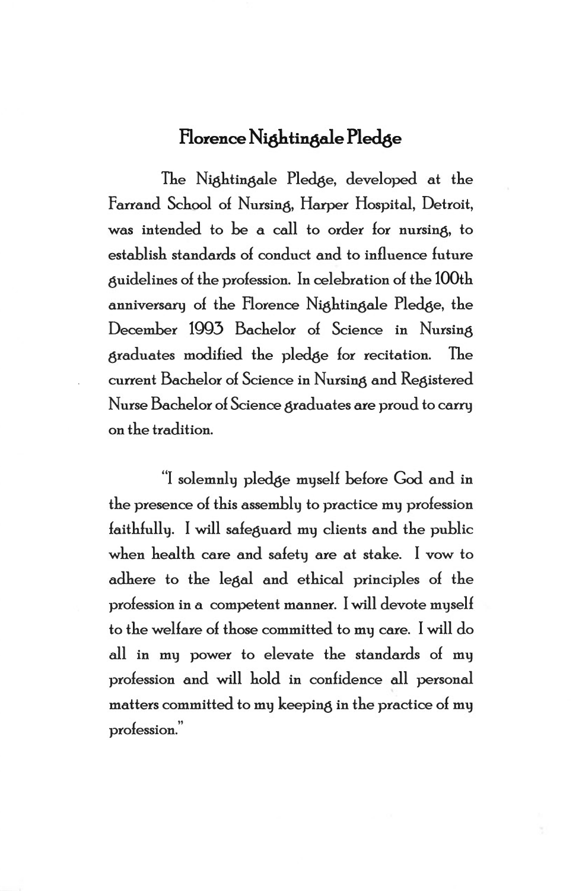## Florence Nightingale Pledge

The Nightingale Pledge, developed at the Farrand School of Nursing, Harper Hospital, Detroit, was intended to be a call to order for nursing, to establish standards of conduct and to influence future guidelines of the profession. In celebration of the 100th anniversary of the Florence Nightingale Pledge, the December 1993 Bachelor of Science in Nursing graduates modified the pledge for recitation. The current Bachelor of Science in Nursing and Registered Nurse Bachelor of Science graduates are proud to carry on the tradition.

"I solemnly pledge myself before God and in the presence of this assembly to practice my profession faithfully. I will safeguard my clients and the public when health care and safety are at stake. I vow to adhere to the legal and ethical principles of the profession in a competent manner. I will devote myself to the welfare of those committed to my care. I will do all in my power to elevate the standards of my profession and will hold in confidence all personal matters committed to my keeping in the practice of my profession."